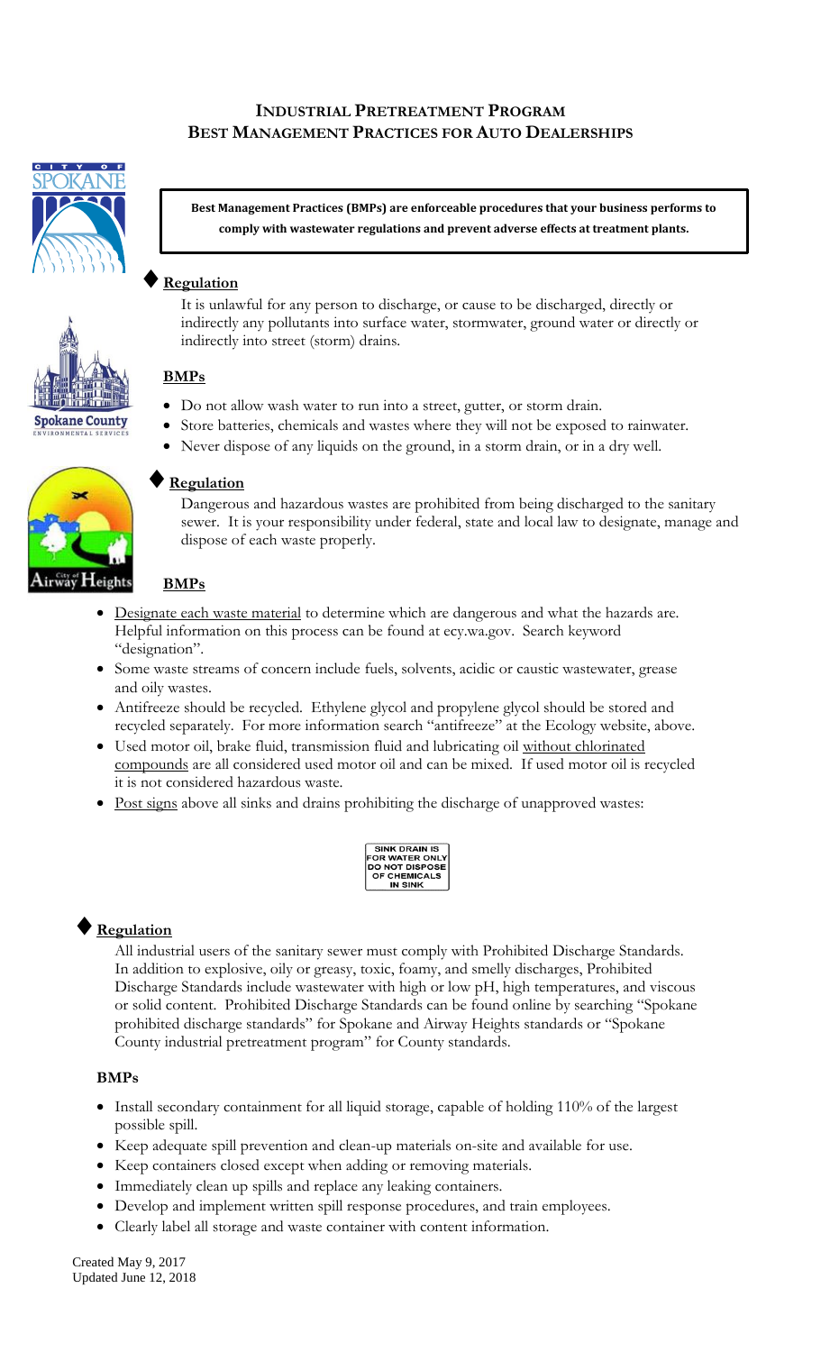# INDUSTRIAL PRETREATMENT PROGRAM
# BEST MANAGEMENT PRACTICES FOR AUTO DEALERSHIPS

**Best Management Practices (BMPs) are enforceable procedures that your business performs to comply with wastewater regulations and prevent adverse effects at treatment plants.**

## ♦ Regulation

It is unlawful for any person to discharge, or cause to be discharged, directly or indirectly any pollutants into surface water, stormwater, ground water or directly or indirectly into street (storm) drains.

### BMPs

- Do not allow wash water to run into a street, gutter, or storm drain.
- Store batteries, chemicals and wastes where they will not be exposed to rainwater.
- Never dispose of any liquids on the ground, in a storm drain, or in a dry well.

## ♦ Regulation

Dangerous and hazardous wastes are prohibited from being discharged to the sanitary sewer. It is your responsibility under federal, state and local law to designate, manage and dispose of each waste properly.

### BMPs

- Designate each waste material to determine which are dangerous and what the hazards are. Helpful information on this process can be found at ecy.wa.gov. Search keyword "designation".
- Some waste streams of concern include fuels, solvents, acidic or caustic wastewater, grease and oily wastes.
- Antifreeze should be recycled. Ethylene glycol and propylene glycol should be stored and recycled separately. For more information search "antifreeze" at the Ecology website, above.
- Used motor oil, brake fluid, transmission fluid and lubricating oil without chlorinated compounds are all considered used motor oil and can be mixed. If used motor oil is recycled it is not considered hazardous waste.
- Post signs above all sinks and drains prohibiting the discharge of unapproved wastes:

SINK DRAIN IS FOR WATER ONLY DO NOT DISPOSE OF CHEMICALS IN SINK

## ♦ Regulation

All industrial users of the sanitary sewer must comply with Prohibited Discharge Standards. In addition to explosive, oily or greasy, toxic, foamy, and smelly discharges, Prohibited Discharge Standards include wastewater with high or low pH, high temperatures, and viscous or solid content. Prohibited Discharge Standards can be found online by searching "Spokane prohibited discharge standards" for Spokane and Airway Heights standards or "Spokane County industrial pretreatment program" for County standards.

### BMPs

- Install secondary containment for all liquid storage, capable of holding 110% of the largest possible spill.
- Keep adequate spill prevention and clean-up materials on-site and available for use.
- Keep containers closed except when adding or removing materials.
- Immediately clean up spills and replace any leaking containers.
- Develop and implement written spill response procedures, and train employees.
- Clearly label all storage and waste container with content information.

Created May 9, 2017
Updated June 12, 2018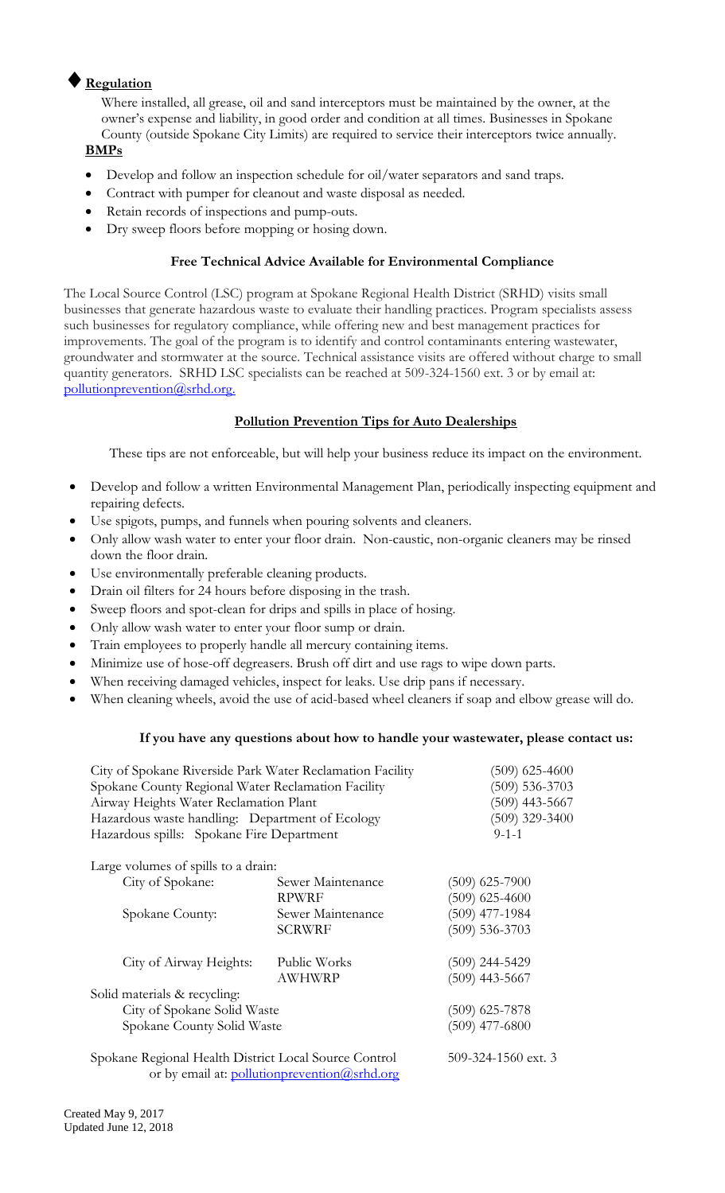♦ **Regulation**

Where installed, all grease, oil and sand interceptors must be maintained by the owner, at the owner's expense and liability, in good order and condition at all times. Businesses in Spokane County (outside Spokane City Limits) are required to service their interceptors twice annually.

**BMPs**

- Develop and follow an inspection schedule for oil/water separators and sand traps.
- Contract with pumper for cleanout and waste disposal as needed.
- Retain records of inspections and pump-outs.
- Dry sweep floors before mopping or hosing down.

**Free Technical Advice Available for Environmental Compliance**

The Local Source Control (LSC) program at Spokane Regional Health District (SRHD) visits small businesses that generate hazardous waste to evaluate their handling practices. Program specialists assess such businesses for regulatory compliance, while offering new and best management practices for improvements. The goal of the program is to identify and control contaminants entering wastewater, groundwater and stormwater at the source. Technical assistance visits are offered without charge to small quantity generators. SRHD LSC specialists can be reached at 509-324-1560 ext. 3 or by email at: pollutionprevention@srhd.org.

**Pollution Prevention Tips for Auto Dealerships**

These tips are not enforceable, but will help your business reduce its impact on the environment.

- Develop and follow a written Environmental Management Plan, periodically inspecting equipment and repairing defects.
- Use spigots, pumps, and funnels when pouring solvents and cleaners.
- Only allow wash water to enter your floor drain. Non-caustic, non-organic cleaners may be rinsed down the floor drain.
- Use environmentally preferable cleaning products.
- Drain oil filters for 24 hours before disposing in the trash.
- Sweep floors and spot-clean for drips and spills in place of hosing.
- Only allow wash water to enter your floor sump or drain.
- Train employees to properly handle all mercury containing items.
- Minimize use of hose-off degreasers. Brush off dirt and use rags to wipe down parts.
- When receiving damaged vehicles, inspect for leaks. Use drip pans if necessary.
- When cleaning wheels, avoid the use of acid-based wheel cleaners if soap and elbow grease will do.

**If you have any questions about how to handle your wastewater, please contact us:**

| | | |
|---|---|---|
| City of Spokane Riverside Park Water Reclamation Facility | | (509) 625-4600 |
| Spokane County Regional Water Reclamation Facility | | (509) 536-3703 |
| Airway Heights Water Reclamation Plant | | (509) 443-5667 |
| Hazardous waste handling: Department of Ecology | | (509) 329-3400 |
| Hazardous spills: Spokane Fire Department | | 9-1-1 |
| Large volumes of spills to a drain: | | |
| City of Spokane: | Sewer Maintenance | (509) 625-7900 |
| | RPWRF | (509) 625-4600 |
| Spokane County: | Sewer Maintenance | (509) 477-1984 |
| | SCRWRF | (509) 536-3703 |
| City of Airway Heights: | Public Works | (509) 244-5429 |
| | AWHWRP | (509) 443-5667 |
| Solid materials & recycling: | | |
| City of Spokane Solid Waste | | (509) 625-7878 |
| Spokane County Solid Waste | | (509) 477-6800 |
| Spokane Regional Health District Local Source Control or by email at: pollutionprevention@srhd.org | | 509-324-1560 ext. 3 |

Created May 9, 2017
Updated June 12, 2018